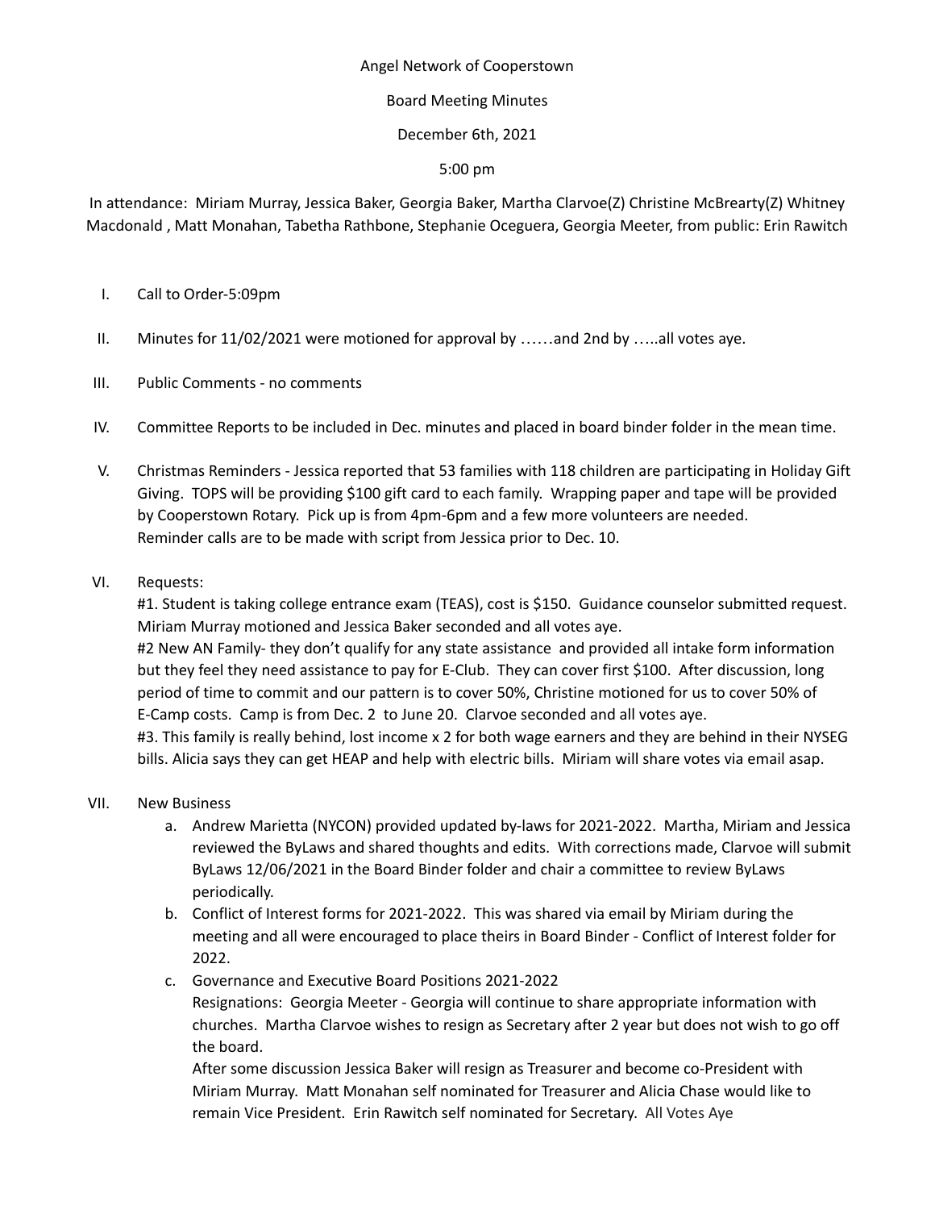Angel Network of Cooperstown

Board Meeting Minutes

December 6th, 2021

5:00 pm

In attendance: Miriam Murray, Jessica Baker, Georgia Baker, Martha Clarvoe(Z) Christine McBrearty(Z) Whitney Macdonald , Matt Monahan, Tabetha Rathbone, Stephanie Oceguera, Georgia Meeter, from public: Erin Rawitch

I. Call to Order-5:09pm

II. Minutes for 11/02/2021 were motioned for approval by ……and 2nd by …..all votes aye.

III. Public Comments - no comments

IV. Committee Reports to be included in Dec. minutes and placed in board binder folder in the mean time.

V. Christmas Reminders - Jessica reported that 53 families with 118 children are participating in Holiday Gift Giving. TOPS will be providing $100 gift card to each family. Wrapping paper and tape will be provided by Cooperstown Rotary. Pick up is from 4pm-6pm and a few more volunteers are needed. Reminder calls are to be made with script from Jessica prior to Dec. 10.

VI. Requests:
#1. Student is taking college entrance exam (TEAS), cost is $150. Guidance counselor submitted request. Miriam Murray motioned and Jessica Baker seconded and all votes aye.
#2 New AN Family- they don't qualify for any state assistance and provided all intake form information but they feel they need assistance to pay for E-Club. They can cover first $100. After discussion, long period of time to commit and our pattern is to cover 50%, Christine motioned for us to cover 50% of E-Camp costs. Camp is from Dec. 2 to June 20. Clarvoe seconded and all votes aye.
#3. This family is really behind, lost income x 2 for both wage earners and they are behind in their NYSEG bills. Alicia says they can get HEAP and help with electric bills. Miriam will share votes via email asap.

VII. New Business
   a. Andrew Marietta (NYCON) provided updated by-laws for 2021-2022. Martha, Miriam and Jessica reviewed the ByLaws and shared thoughts and edits. With corrections made, Clarvoe will submit ByLaws 12/06/2021 in the Board Binder folder and chair a committee to review ByLaws periodically.
   b. Conflict of Interest forms for 2021-2022. This was shared via email by Miriam during the meeting and all were encouraged to place theirs in Board Binder - Conflict of Interest folder for 2022.
   c. Governance and Executive Board Positions 2021-2022
   Resignations: Georgia Meeter - Georgia will continue to share appropriate information with churches. Martha Clarvoe wishes to resign as Secretary after 2 year but does not wish to go off the board.
   After some discussion Jessica Baker will resign as Treasurer and become co-President with Miriam Murray. Matt Monahan self nominated for Treasurer and Alicia Chase would like to remain Vice President. Erin Rawitch self nominated for Secretary. All Votes Aye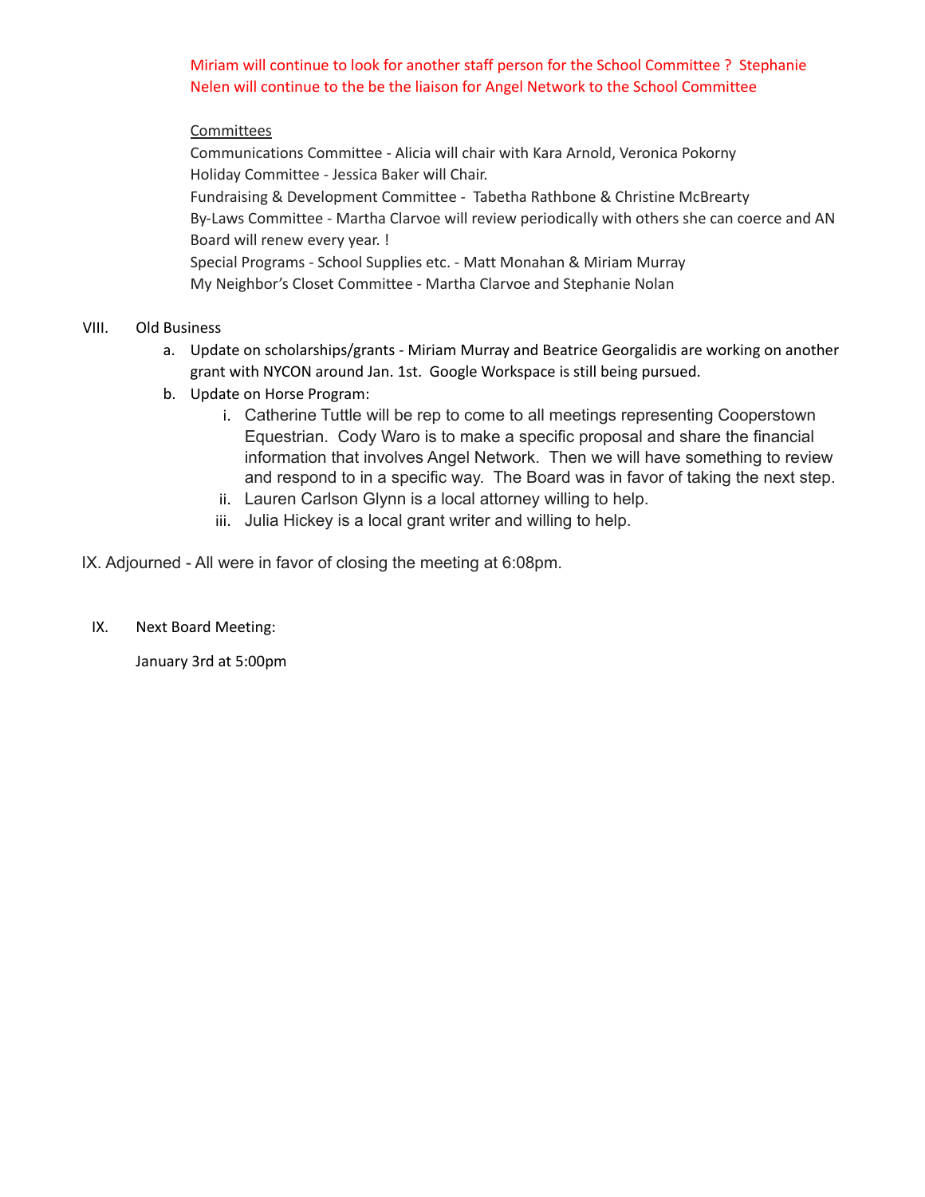Miriam will continue to look for another staff person for the School Committee ? Stephanie Nelen will continue to the be the liaison for Angel Network to the School Committee

Committees

Communications Committee - Alicia will chair with Kara Arnold, Veronica Pokorny
Holiday Committee - Jessica Baker will Chair.
Fundraising & Development Committee - Tabetha Rathbone & Christine McBrearty
By-Laws Committee - Martha Clarvoe will review periodically with others she can coerce and AN Board will renew every year. !
Special Programs - School Supplies etc. - Matt Monahan & Miriam Murray
My Neighbor's Closet Committee - Martha Clarvoe and Stephanie Nolan

VIII. Old Business

a. Update on scholarships/grants - Miriam Murray and Beatrice Georgalidis are working on another grant with NYCON around Jan. 1st. Google Workspace is still being pursued.

b. Update on Horse Program:

   i. Catherine Tuttle will be rep to come to all meetings representing Cooperstown Equestrian. Cody Waro is to make a specific proposal and share the financial information that involves Angel Network. Then we will have something to review and respond to in a specific way. The Board was in favor of taking the next step.

   ii. Lauren Carlson Glynn is a local attorney willing to help.

   iii. Julia Hickey is a local grant writer and willing to help.

IX. Adjourned - All were in favor of closing the meeting at 6:08pm.

IX. Next Board Meeting:

January 3rd at 5:00pm